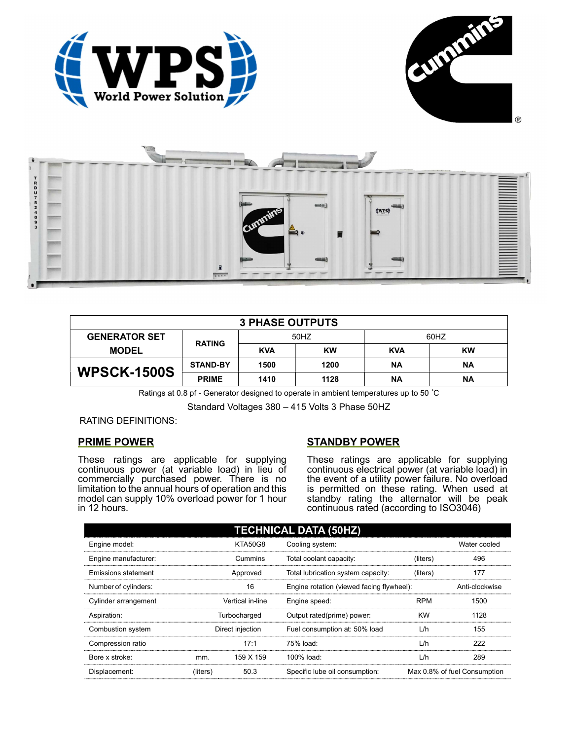| 3 PHASE OUTPUTS | | | | | |
|---|---|---|---|---|---|
| GENERATOR SET MODEL | RATING | 50HZ | | 60HZ | |
| | | KVA | KW | KVA | KW |
| **WPSCK-1500S** | STAND-BY | 1500 | 1200 | NA | NA |
| | PRIME | 1410 | 1128 | NA | NA |

Ratings at 0.8 pf - Generator designed to operate in ambient temperatures up to 50 ˚C

Standard Voltages 380 – 415 Volts 3 Phase 50HZ

RATING DEFINITIONS:

## PRIME POWER

These ratings are applicable for supplying continuous power (at variable load) in lieu of commercially purchased power. There is no limitation to the annual hours of operation and this model can supply 10% overload power for 1 hour in 12 hours.

## STANDBY POWER

These ratings are applicable for supplying continuous electrical power (at variable load) in the event of a utility power failure. No overload is permitted on these rating. When used at standby rating the alternator will be peak continuous rated (according to ISO3046)

## TECHNICAL DATA (50HZ)

| | | | | | |
|---|---|---|---|---|---|
| Engine model: | | KTA50G8 | Cooling system: | | Water cooled |
| Engine manufacturer: | | Cummins | Total coolant capacity: | (liters) | 496 |
| Emissions statement | | Approved | Total lubrication system capacity: | (liters) | 177 |
| Number of cylinders: | | 16 | Engine rotation (viewed facing flywheel): | | Anti-clockwise |
| Cylinder arrangement | | Vertical in-line | Engine speed: | RPM | 1500 |
| Aspiration: | | Turbocharged | Output rated(prime) power: | KW | 1128 |
| Combustion system | | Direct injection | Fuel consumption at: 50% load | L/h | 155 |
| Compression ratio | | 17:1 | 75% load: | L/h | 222 |
| Bore x stroke: | mm. | 159 X 159 | 100% load: | L/h | 289 |
| Displacement: | (liters) | 50.3 | Specific lube oil consumption: | | Max 0.8% of fuel Consumption |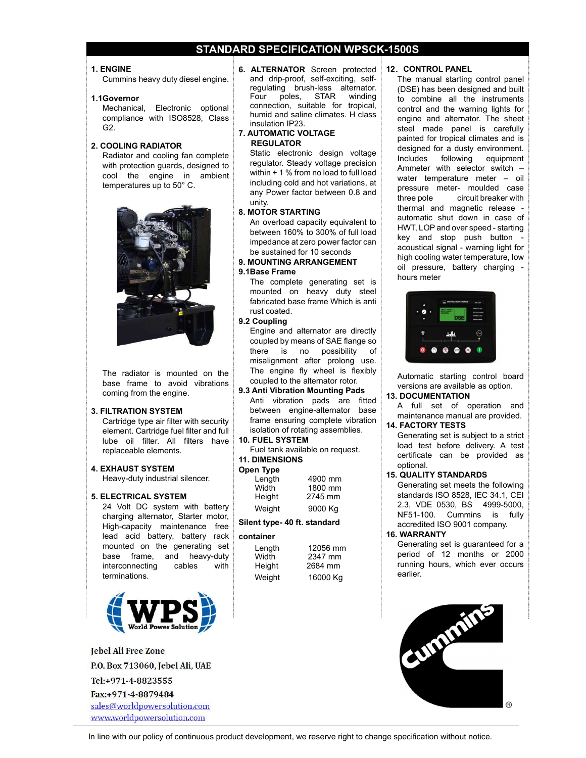# STANDARD SPECIFICATION WPSCK-1500S

## 1. ENGINE

Cummins heavy duty diesel engine.

### 1.1Governor

Mechanical, Electronic optional compliance with ISO8528, Class G2.

## 2. COOLING RADIATOR

Radiator and cooling fan complete with protection guards, designed to cool the engine in ambient temperatures up to 50° C.

The radiator is mounted on the base frame to avoid vibrations coming from the engine.

## 3. FILTRATION SYSTEM

Cartridge type air filter with security element. Cartridge fuel filter and full lube oil filter. All filters have replaceable elements.

## 4. EXHAUST SYSTEM

Heavy-duty industrial silencer.

## 5. ELECTRICAL SYSTEM

24 Volt DC system with battery charging alternator, Starter motor, High-capacity maintenance free lead acid battery, battery rack mounted on the generating set base frame, and heavy-duty interconnecting cables with terminations.

Jebel Ali Free Zone
P.O. Box 713060, Jebel Ali, UAE
Tel:+971-4-8823555
Fax:+971-4-8879484
sales@worldpowersolution.com
www.worldpowersolution.com

## 6. ALTERNATOR

Screen protected and drip-proof, self-exciting, self-regulating brush-less alternator. Four poles, STAR winding connection, suitable for tropical, humid and saline climates. H class insulation IP23.

## 7. AUTOMATIC VOLTAGE REGULATOR

Static electronic design voltage regulator. Steady voltage precision within + 1 % from no load to full load including cold and hot variations, at any Power factor between 0.8 and unity.

## 8. MOTOR STARTING

An overload capacity equivalent to between 160% to 300% of full load impedance at zero power factor can be sustained for 10 seconds

## 9. MOUNTING ARRANGEMENT

### 9.1Base Frame

The complete generating set is mounted on heavy duty steel fabricated base frame Which is anti rust coated.

### 9.2 Coupling

Engine and alternator are directly coupled by means of SAE flange so there is no possibility of misalignment after prolong use. The engine fly wheel is flexibly coupled to the alternator rotor.

### 9.3 Anti Vibration Mounting Pads

Anti vibration pads are fitted between engine-alternator base frame ensuring complete vibration isolation of rotating assemblies.

## 10. FUEL SYSTEM

Fuel tank available on request.

## 11. DIMENSIONS

**Open Type**

| | |
|---|---|
| Length | 4900 mm |
| Width | 1800 mm |
| Height | 2745 mm |
| Weight | 9000 Kg |

**Silent type- 40 ft. standard container**

| | |
|---|---|
| Length | 12056 mm |
| Width | 2347 mm |
| Height | 2684 mm |
| Weight | 16000 Kg |

## 12. CONTROL PANEL

The manual starting control panel (DSE) has been designed and built to combine all the instruments control and the warning lights for engine and alternator. The sheet steel made panel is carefully painted for tropical climates and is designed for a dusty environment. Includes following equipment Ammeter with selector switch – water temperature meter – oil pressure meter- moulded case three pole circuit breaker with thermal and magnetic release - automatic shut down in case of HWT, LOP and over speed - starting key and stop push button - acoustical signal - warning light for high cooling water temperature, low oil pressure, battery charging - hours meter

Automatic starting control board versions are available as option.

## 13. DOCUMENTATION

A full set of operation and maintenance manual are provided.

## 14. FACTORY TESTS

Generating set is subject to a strict load test before delivery. A test certificate can be provided as optional.

## 15. QUALITY STANDARDS

Generating set meets the following standards ISO 8528, IEC 34.1, CEI 2.3, VDE 0530, BS 4999-5000, NF51-100. Cummins is fully accredited ISO 9001 company.

## 16. WARRANTY

Generating set is guaranteed for a period of 12 months or 2000 running hours, which ever occurs earlier.

In line with our policy of continuous product development, we reserve right to change specification without notice.